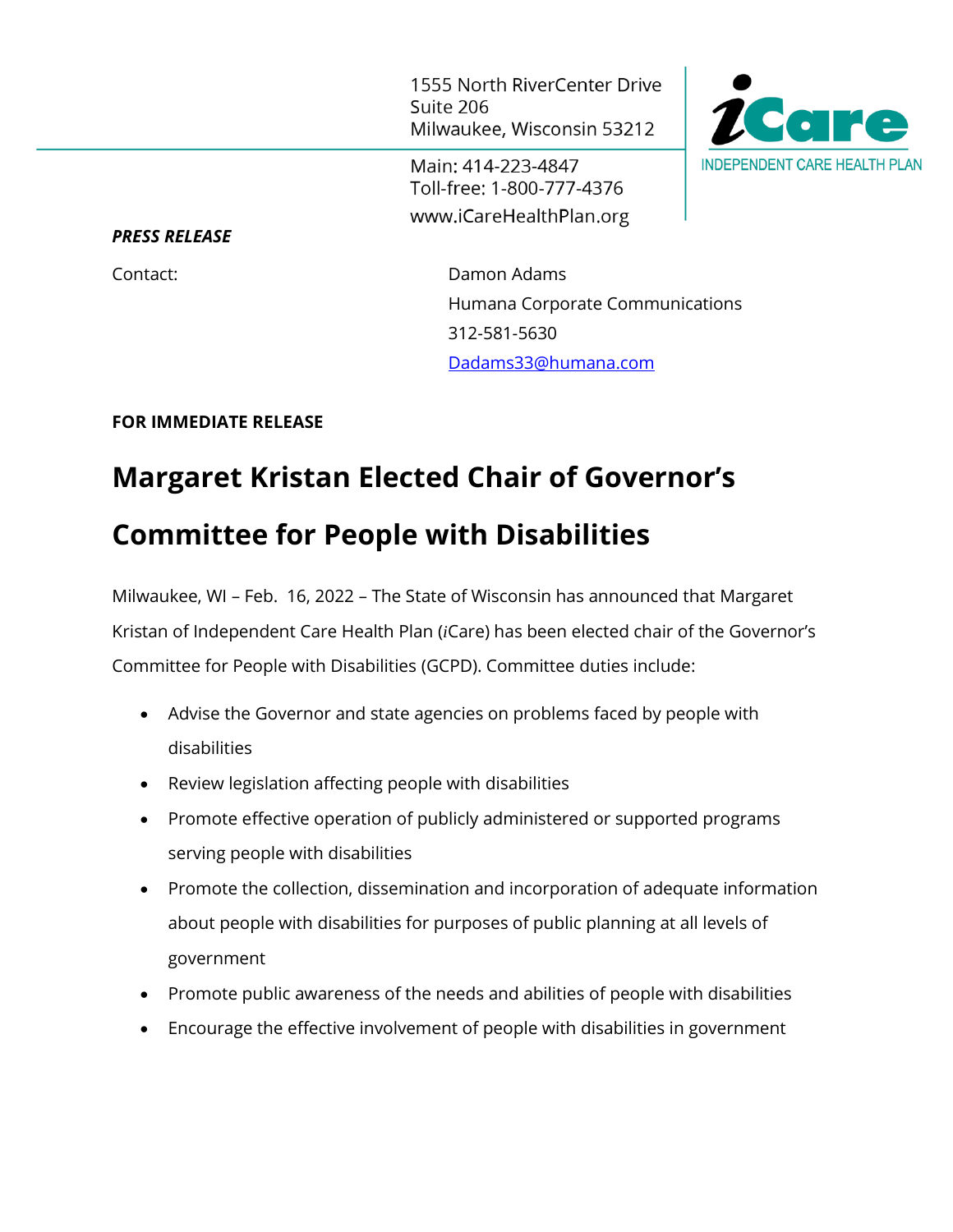1555 North RiverCenter Drive
Suite 206
Milwaukee, Wisconsin 53212

Main: 414-223-4847
Toll-free: 1-800-777-4376
www.iCareHealthPlan.org

iCare
INDEPENDENT CARE HEALTH PLAN

***PRESS RELEASE***

Contact: Damon Adams
Humana Corporate Communications
312-581-5630
Dadams33@humana.com

**FOR IMMEDIATE RELEASE**

# Margaret Kristan Elected Chair of Governor's Committee for People with Disabilities

Milwaukee, WI – Feb. 16, 2022 – The State of Wisconsin has announced that Margaret Kristan of Independent Care Health Plan (*i*Care) has been elected chair of the Governor's Committee for People with Disabilities (GCPD). Committee duties include:

- Advise the Governor and state agencies on problems faced by people with disabilities
- Review legislation affecting people with disabilities
- Promote effective operation of publicly administered or supported programs serving people with disabilities
- Promote the collection, dissemination and incorporation of adequate information about people with disabilities for purposes of public planning at all levels of government
- Promote public awareness of the needs and abilities of people with disabilities
- Encourage the effective involvement of people with disabilities in government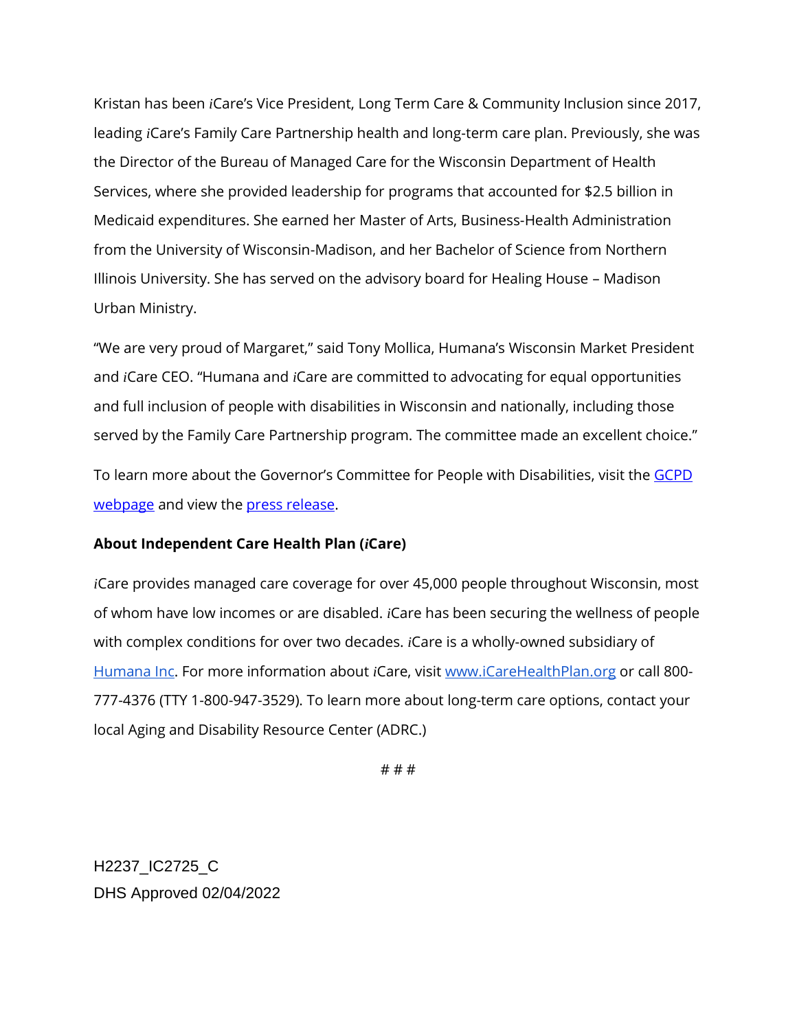Kristan has been *i*Care's Vice President, Long Term Care & Community Inclusion since 2017, leading *i*Care's Family Care Partnership health and long-term care plan. Previously, she was the Director of the Bureau of Managed Care for the Wisconsin Department of Health Services, where she provided leadership for programs that accounted for $2.5 billion in Medicaid expenditures. She earned her Master of Arts, Business-Health Administration from the University of Wisconsin-Madison, and her Bachelor of Science from Northern Illinois University. She has served on the advisory board for Healing House – Madison Urban Ministry.

"We are very proud of Margaret," said Tony Mollica, Humana's Wisconsin Market President and *i*Care CEO. "Humana and *i*Care are committed to advocating for equal opportunities and full inclusion of people with disabilities in Wisconsin and nationally, including those served by the Family Care Partnership program. The committee made an excellent choice."

To learn more about the Governor's Committee for People with Disabilities, visit the GCPD webpage and view the press release.

**About Independent Care Health Plan (*i*Care)**

*i*Care provides managed care coverage for over 45,000 people throughout Wisconsin, most of whom have low incomes or are disabled. *i*Care has been securing the wellness of people with complex conditions for over two decades. *i*Care is a wholly-owned subsidiary of Humana Inc. For more information about *i*Care, visit www.iCareHealthPlan.org or call 800-777-4376 (TTY 1-800-947-3529). To learn more about long-term care options, contact your local Aging and Disability Resource Center (ADRC.)

# # #

H2237_IC2725_C
DHS Approved 02/04/2022